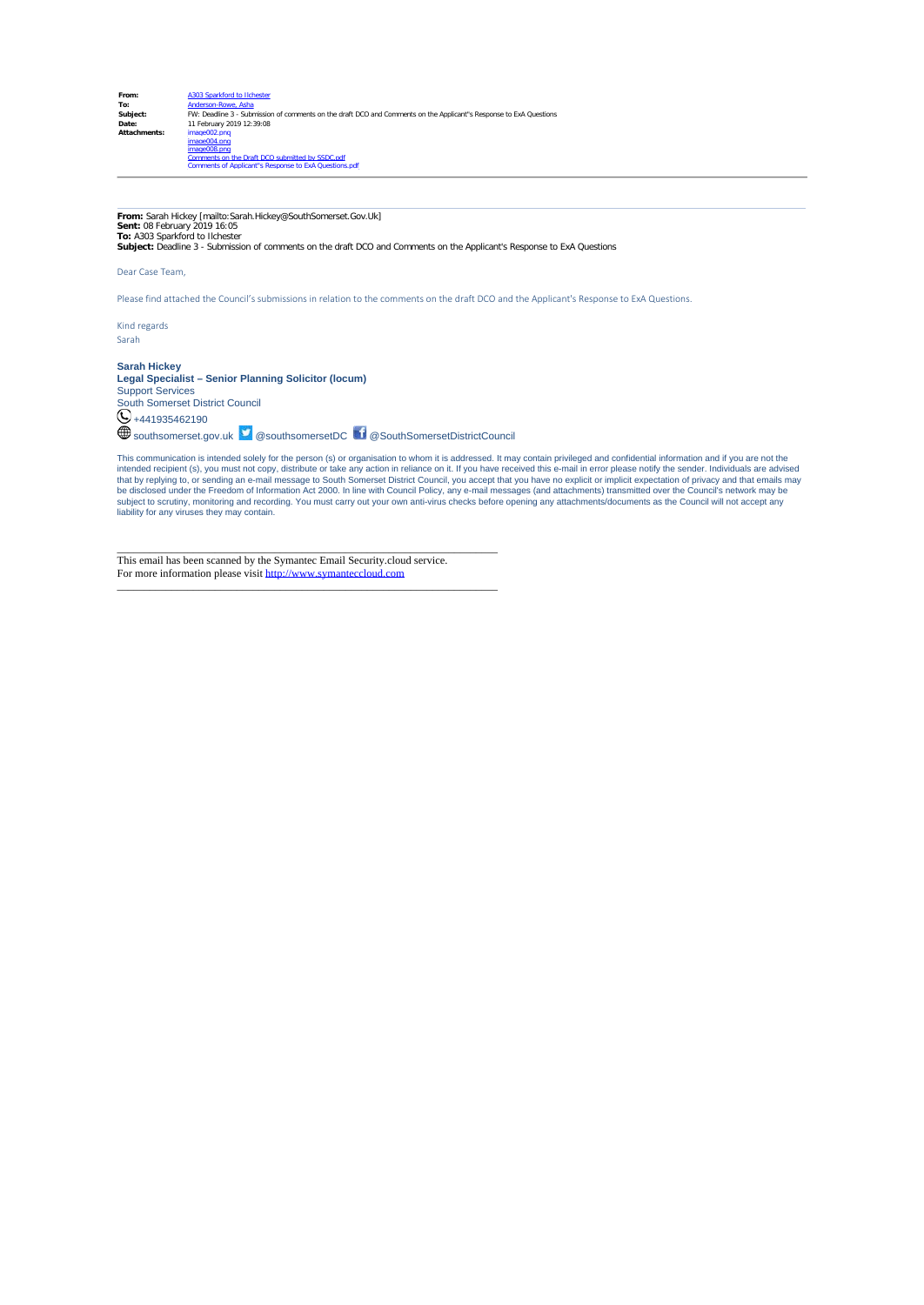| | |
|---|---|
| **From:** | A303 Sparkford to Ilchester |
| **To:** | Anderson-Rowe, Asha |
| **Subject:** | FW: Deadline 3 - Submission of comments on the draft DCO and Comments on the Applicant"s Response to ExA Questions |
| **Date:** | 11 February 2019 12:39:08 |
| **Attachments:** | image002.png<br>image004.png<br>image008.png<br>Comments on the Draft DCO submitted by SSDC.pdf<br>Comments of Applicant"s Response to ExA Questions.pdf |

---

**From:** Sarah Hickey [mailto:Sarah.Hickey@SouthSomerset.Gov.Uk]
**Sent:** 08 February 2019 16:05
**To:** A303 Sparkford to Ilchester
**Subject:** Deadline 3 - Submission of comments on the draft DCO and Comments on the Applicant's Response to ExA Questions

Dear Case Team,

Please find attached the Council's submissions in relation to the comments on the draft DCO and the Applicant's Response to ExA Questions.

Kind regards
Sarah

**Sarah Hickey**
**Legal Specialist – Senior Planning Solicitor (locum)**
Support Services
South Somerset District Council
+441935462190
southsomerset.gov.uk @southsomersetDC @SouthSomersetDistrictCouncil

This communication is intended solely for the person (s) or organisation to whom it is addressed. It may contain privileged and confidential information and if you are not the intended recipient (s), you must not copy, distribute or take any action in reliance on it. If you have received this e-mail in error please notify the sender. Individuals are advised that by replying to, or sending an e-mail message to South Somerset District Council, you accept that you have no explicit or implicit expectation of privacy and that emails may be disclosed under the Freedom of Information Act 2000. In line with Council Policy, any e-mail messages (and attachments) transmitted over the Council's network may be subject to scrutiny, monitoring and recording. You must carry out your own anti-virus checks before opening any attachments/documents as the Council will not accept any liability for any viruses they may contain.

---

This email has been scanned by the Symantec Email Security.cloud service.
For more information please visit http://www.symanteccloud.com

---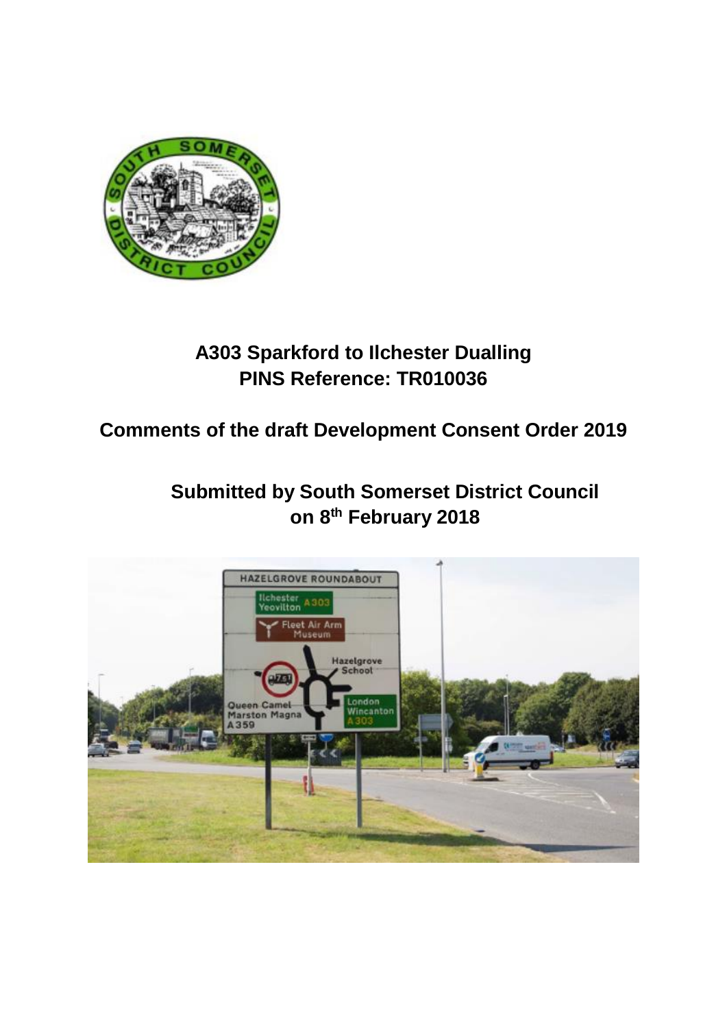# A303 Sparkford to Ilchester Dualling
# PINS Reference: TR010036

## Comments of the draft Development Consent Order 2019

## Submitted by South Somerset District Council on 8th February 2018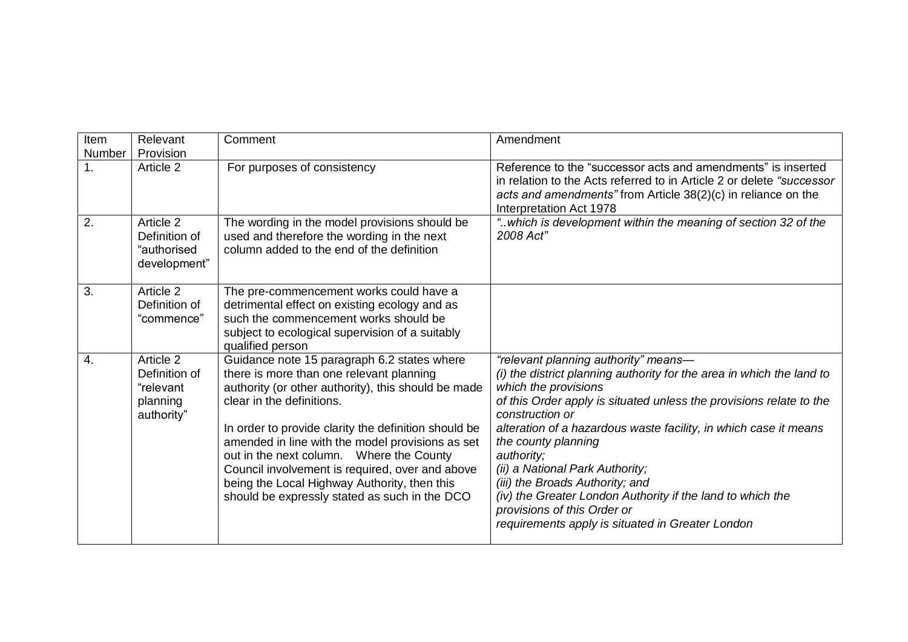| Item Number | Relevant Provision | Comment | Amendment |
|---|---|---|---|
| 1. | Article 2 | For purposes of consistency | Reference to the "successor acts and amendments" is inserted in relation to the Acts referred to in Article 2 or delete *"successor acts and amendments"* from Article 38(2)(c) in reliance on the Interpretation Act 1978 |
| 2. | Article 2 Definition of "authorised development" | The wording in the model provisions should be used and therefore the wording in the next column added to the end of the definition | *"..which is development within the meaning of section 32 of the 2008 Act"* |
| 3. | Article 2 Definition of "commence" | The pre-commencement works could have a detrimental effect on existing ecology and as such the commencement works should be subject to ecological supervision of a suitably qualified person | |
| 4. | Article 2 Definition of "relevant planning authority" | Guidance note 15 paragraph 6.2 states where there is more than one relevant planning authority (or other authority), this should be made clear in the definitions.<br><br>In order to provide clarity the definition should be amended in line with the model provisions as set out in the next column. Where the County Council involvement is required, over and above being the Local Highway Authority, then this should be expressly stated as such in the DCO | *"relevant planning authority" means—*<br>*(i) the district planning authority for the area in which the land to which the provisions of this Order apply is situated unless the provisions relate to the construction or alteration of a hazardous waste facility, in which case it means the county planning authority;*<br>*(ii) a National Park Authority;*<br>*(iii) the Broads Authority; and*<br>*(iv) the Greater London Authority if the land to which the provisions of this Order or requirements apply is situated in Greater London* |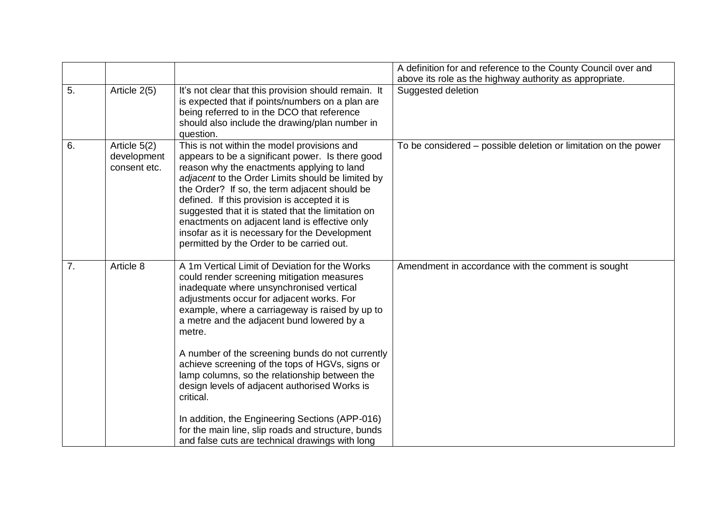| | | | |
|---|---|---|---|
| | | | A definition for and reference to the County Council over and above its role as the highway authority as appropriate. |
| 5. | Article 2(5) | It's not clear that this provision should remain. It is expected that if points/numbers on a plan are being referred to in the DCO that reference should also include the drawing/plan number in question. | Suggested deletion |
| 6. | Article 5(2) development consent etc. | This is not within the model provisions and appears to be a significant power. Is there good reason why the enactments applying to land *adjacent* to the Order Limits should be limited by the Order? If so, the term adjacent should be defined. If this provision is accepted it is suggested that it is stated that the limitation on enactments on adjacent land is effective only insofar as it is necessary for the Development permitted by the Order to be carried out. | To be considered – possible deletion or limitation on the power |
| 7. | Article 8 | A 1m Vertical Limit of Deviation for the Works could render screening mitigation measures inadequate where unsynchronised vertical adjustments occur for adjacent works. For example, where a carriageway is raised by up to a metre and the adjacent bund lowered by a metre.<br><br>A number of the screening bunds do not currently achieve screening of the tops of HGVs, signs or lamp columns, so the relationship between the design levels of adjacent authorised Works is critical.<br><br>In addition, the Engineering Sections (APP-016) for the main line, slip roads and structure, bunds and false cuts are technical drawings with long | Amendment in accordance with the comment is sought |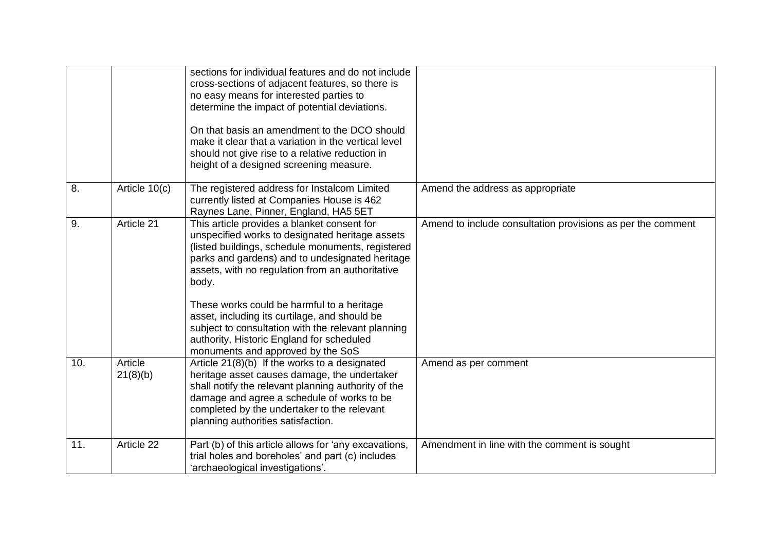| | | | |
|---|---|---|---|
| | | sections for individual features and do not include cross-sections of adjacent features, so there is no easy means for interested parties to determine the impact of potential deviations.<br><br>On that basis an amendment to the DCO should make it clear that a variation in the vertical level should not give rise to a relative reduction in height of a designed screening measure. | |
| 8. | Article 10(c) | The registered address for Instalcom Limited currently listed at Companies House is 462 Raynes Lane, Pinner, England, HA5 5ET | Amend the address as appropriate |
| 9. | Article 21 | This article provides a blanket consent for unspecified works to designated heritage assets (listed buildings, schedule monuments, registered parks and gardens) and to undesignated heritage assets, with no regulation from an authoritative body.<br><br>These works could be harmful to a heritage asset, including its curtilage, and should be subject to consultation with the relevant planning authority, Historic England for scheduled monuments and approved by the SoS | Amend to include consultation provisions as per the comment |
| 10. | Article 21(8)(b) | Article 21(8)(b) If the works to a designated heritage asset causes damage, the undertaker shall notify the relevant planning authority of the damage and agree a schedule of works to be completed by the undertaker to the relevant planning authorities satisfaction. | Amend as per comment |
| 11. | Article 22 | Part (b) of this article allows for 'any excavations, trial holes and boreholes' and part (c) includes 'archaeological investigations'. | Amendment in line with the comment is sought |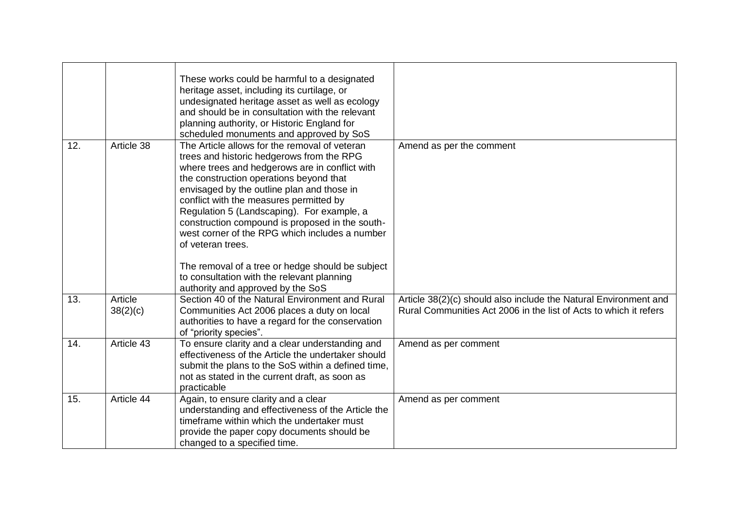| | | | |
|---|---|---|---|
| | | These works could be harmful to a designated heritage asset, including its curtilage, or undesignated heritage asset as well as ecology and should be in consultation with the relevant planning authority, or Historic England for scheduled monuments and approved by SoS | |
| 12. | Article 38 | The Article allows for the removal of veteran trees and historic hedgerows from the RPG where trees and hedgerows are in conflict with the construction operations beyond that envisaged by the outline plan and those in conflict with the measures permitted by Regulation 5 (Landscaping). For example, a construction compound is proposed in the south-west corner of the RPG which includes a number of veteran trees.<br><br>The removal of a tree or hedge should be subject to consultation with the relevant planning authority and approved by the SoS | Amend as per the comment |
| 13. | Article 38(2)(c) | Section 40 of the Natural Environment and Rural Communities Act 2006 places a duty on local authorities to have a regard for the conservation of "priority species". | Article 38(2)(c) should also include the Natural Environment and Rural Communities Act 2006 in the list of Acts to which it refers |
| 14. | Article 43 | To ensure clarity and a clear understanding and effectiveness of the Article the undertaker should submit the plans to the SoS within a defined time, not as stated in the current draft, as soon as practicable | Amend as per comment |
| 15. | Article 44 | Again, to ensure clarity and a clear understanding and effectiveness of the Article the timeframe within which the undertaker must provide the paper copy documents should be changed to a specified time. | Amend as per comment |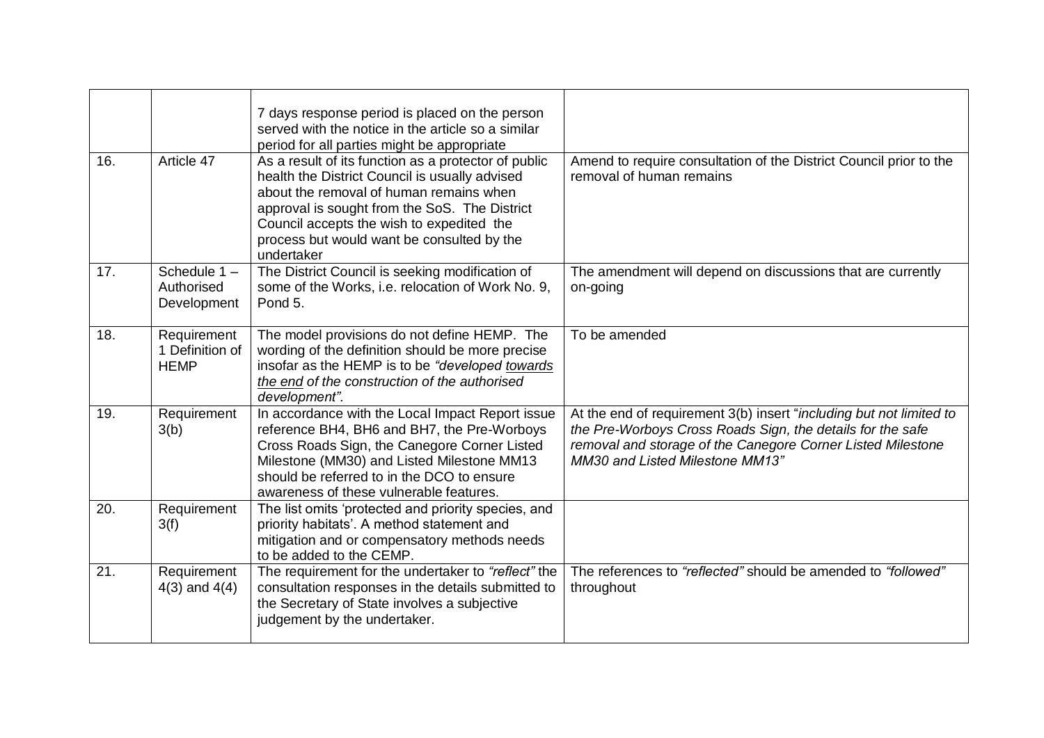| | | | |
|---|---|---|---|
| | | 7 days response period is placed on the person served with the notice in the article so a similar period for all parties might be appropriate | |
| 16. | Article 47 | As a result of its function as a protector of public health the District Council is usually advised about the removal of human remains when approval is sought from the SoS. The District Council accepts the wish to expedited the process but would want be consulted by the undertaker | Amend to require consultation of the District Council prior to the removal of human remains |
| 17. | Schedule 1 – Authorised Development | The District Council is seeking modification of some of the Works, i.e. relocation of Work No. 9, Pond 5. | The amendment will depend on discussions that are currently on-going |
| 18. | Requirement 1 Definition of HEMP | The model provisions do not define HEMP. The wording of the definition should be more precise insofar as the HEMP is to be *"developed <u>towards the end</u> of the construction of the authorised development".* | To be amended |
| 19. | Requirement 3(b) | In accordance with the Local Impact Report issue reference BH4, BH6 and BH7, the Pre-Worboys Cross Roads Sign, the Canegore Corner Listed Milestone (MM30) and Listed Milestone MM13 should be referred to in the DCO to ensure awareness of these vulnerable features. | At the end of requirement 3(b) insert "*including but not limited to the Pre-Worboys Cross Roads Sign, the details for the safe removal and storage of the Canegore Corner Listed Milestone MM30 and Listed Milestone MM13"* |
| 20. | Requirement 3(f) | The list omits 'protected and priority species, and priority habitats'. A method statement and mitigation and or compensatory methods needs to be added to the CEMP. | |
| 21. | Requirement 4(3) and 4(4) | The requirement for the undertaker to *"reflect"* the consultation responses in the details submitted to the Secretary of State involves a subjective judgement by the undertaker. | The references to *"reflected"* should be amended to *"followed"* throughout |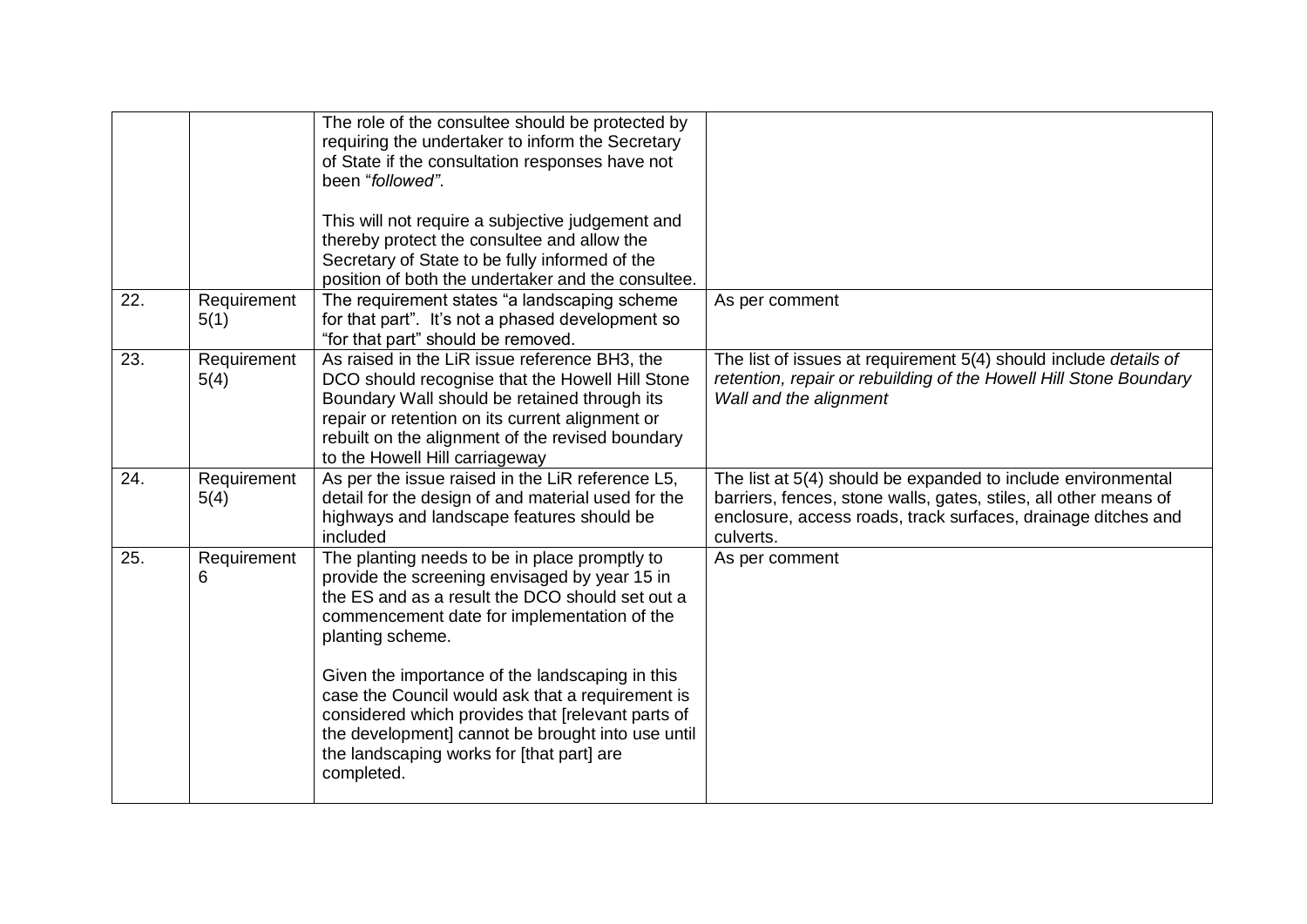| | | | |
|---|---|---|---|
| | | The role of the consultee should be protected by requiring the undertaker to inform the Secretary of State if the consultation responses have not been "*followed"*.<br><br>This will not require a subjective judgement and thereby protect the consultee and allow the Secretary of State to be fully informed of the position of both the undertaker and the consultee. | |
| 22. | Requirement 5(1) | The requirement states "a landscaping scheme for that part". It's not a phased development so "for that part" should be removed. | As per comment |
| 23. | Requirement 5(4) | As raised in the LiR issue reference BH3, the DCO should recognise that the Howell Hill Stone Boundary Wall should be retained through its repair or retention on its current alignment or rebuilt on the alignment of the revised boundary to the Howell Hill carriageway | The list of issues at requirement 5(4) should include *details of retention, repair or rebuilding of the Howell Hill Stone Boundary Wall and the alignment* |
| 24. | Requirement 5(4) | As per the issue raised in the LiR reference L5, detail for the design of and material used for the highways and landscape features should be included | The list at 5(4) should be expanded to include environmental barriers, fences, stone walls, gates, stiles, all other means of enclosure, access roads, track surfaces, drainage ditches and culverts. |
| 25. | Requirement 6 | The planting needs to be in place promptly to provide the screening envisaged by year 15 in the ES and as a result the DCO should set out a commencement date for implementation of the planting scheme.<br><br>Given the importance of the landscaping in this case the Council would ask that a requirement is considered which provides that [relevant parts of the development] cannot be brought into use until the landscaping works for [that part] are completed. | As per comment |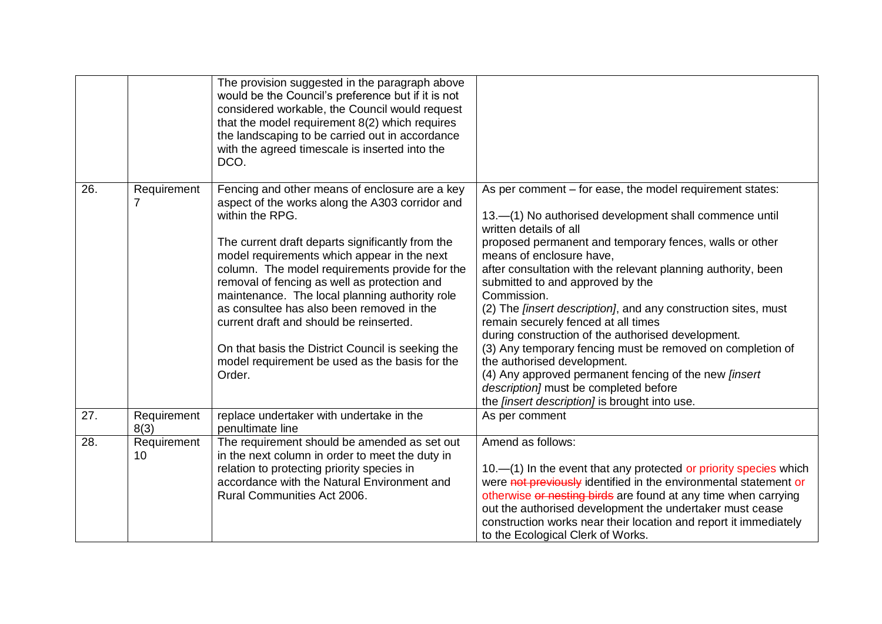| | | | |
|---|---|---|---|
| | | The provision suggested in the paragraph above would be the Council's preference but if it is not considered workable, the Council would request that the model requirement 8(2) which requires the landscaping to be carried out in accordance with the agreed timescale is inserted into the DCO. | |
| 26. | Requirement 7 | Fencing and other means of enclosure are a key aspect of the works along the A303 corridor and within the RPG.<br><br>The current draft departs significantly from the model requirements which appear in the next column. The model requirements provide for the removal of fencing as well as protection and maintenance. The local planning authority role as consultee has also been removed in the current draft and should be reinserted.<br><br>On that basis the District Council is seeking the model requirement be used as the basis for the Order. | As per comment – for ease, the model requirement states:<br><br>13.—(1) No authorised development shall commence until written details of all proposed permanent and temporary fences, walls or other means of enclosure have, after consultation with the relevant planning authority, been submitted to and approved by the Commission.<br>(2) The *[insert description]*, and any construction sites, must remain securely fenced at all times during construction of the authorised development.<br>(3) Any temporary fencing must be removed on completion of the authorised development.<br>(4) Any approved permanent fencing of the new *[insert description]* must be completed before the *[insert description]* is brought into use. |
| 27. | Requirement 8(3) | replace undertaker with undertake in the penultimate line | As per comment |
| 28. | Requirement 10 | The requirement should be amended as set out in the next column in order to meet the duty in relation to protecting priority species in accordance with the Natural Environment and Rural Communities Act 2006. | Amend as follows:<br><br>10.—(1) In the event that any protected or priority species which were ~~not previously~~ identified in the environmental statement or otherwise ~~or nesting birds~~ are found at any time when carrying out the authorised development the undertaker must cease construction works near their location and report it immediately to the Ecological Clerk of Works. |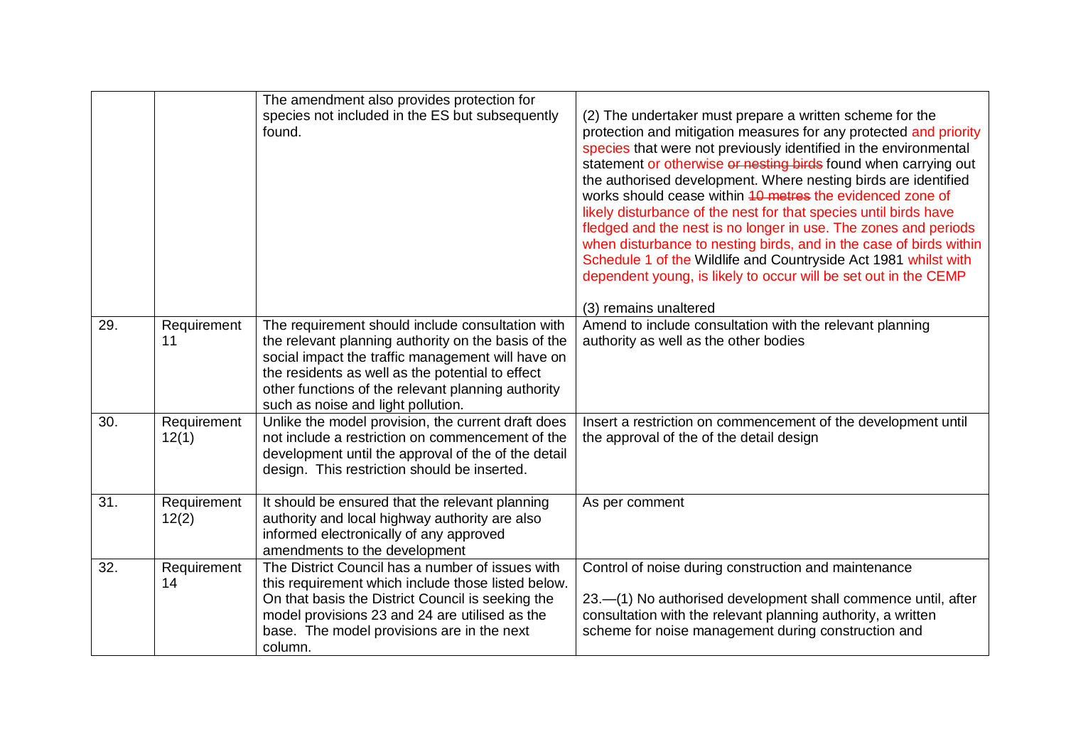| | | | |
|---|---|---|---|
| | | The amendment also provides protection for species not included in the ES but subsequently found. | (2) The undertaker must prepare a written scheme for the protection and mitigation measures for any protected and priority species that were not previously identified in the environmental statement or otherwise ~~or nesting birds~~ found when carrying out the authorised development. Where nesting birds are identified works should cease within ~~10 metres~~ the evidenced zone of likely disturbance of the nest for that species until birds have fledged and the nest is no longer in use. The zones and periods when disturbance to nesting birds, and in the case of birds within Schedule 1 of the Wildlife and Countryside Act 1981 whilst with dependent young, is likely to occur will be set out in the CEMP<br><br>(3) remains unaltered |
| 29. | Requirement 11 | The requirement should include consultation with the relevant planning authority on the basis of the social impact the traffic management will have on the residents as well as the potential to effect other functions of the relevant planning authority such as noise and light pollution. | Amend to include consultation with the relevant planning authority as well as the other bodies |
| 30. | Requirement 12(1) | Unlike the model provision, the current draft does not include a restriction on commencement of the development until the approval of the of the detail design. This restriction should be inserted. | Insert a restriction on commencement of the development until the approval of the of the detail design |
| 31. | Requirement 12(2) | It should be ensured that the relevant planning authority and local highway authority are also informed electronically of any approved amendments to the development | As per comment |
| 32. | Requirement 14 | The District Council has a number of issues with this requirement which include those listed below. On that basis the District Council is seeking the model provisions 23 and 24 are utilised as the base. The model provisions are in the next column. | Control of noise during construction and maintenance<br><br>23.—(1) No authorised development shall commence until, after consultation with the relevant planning authority, a written scheme for noise management during construction and |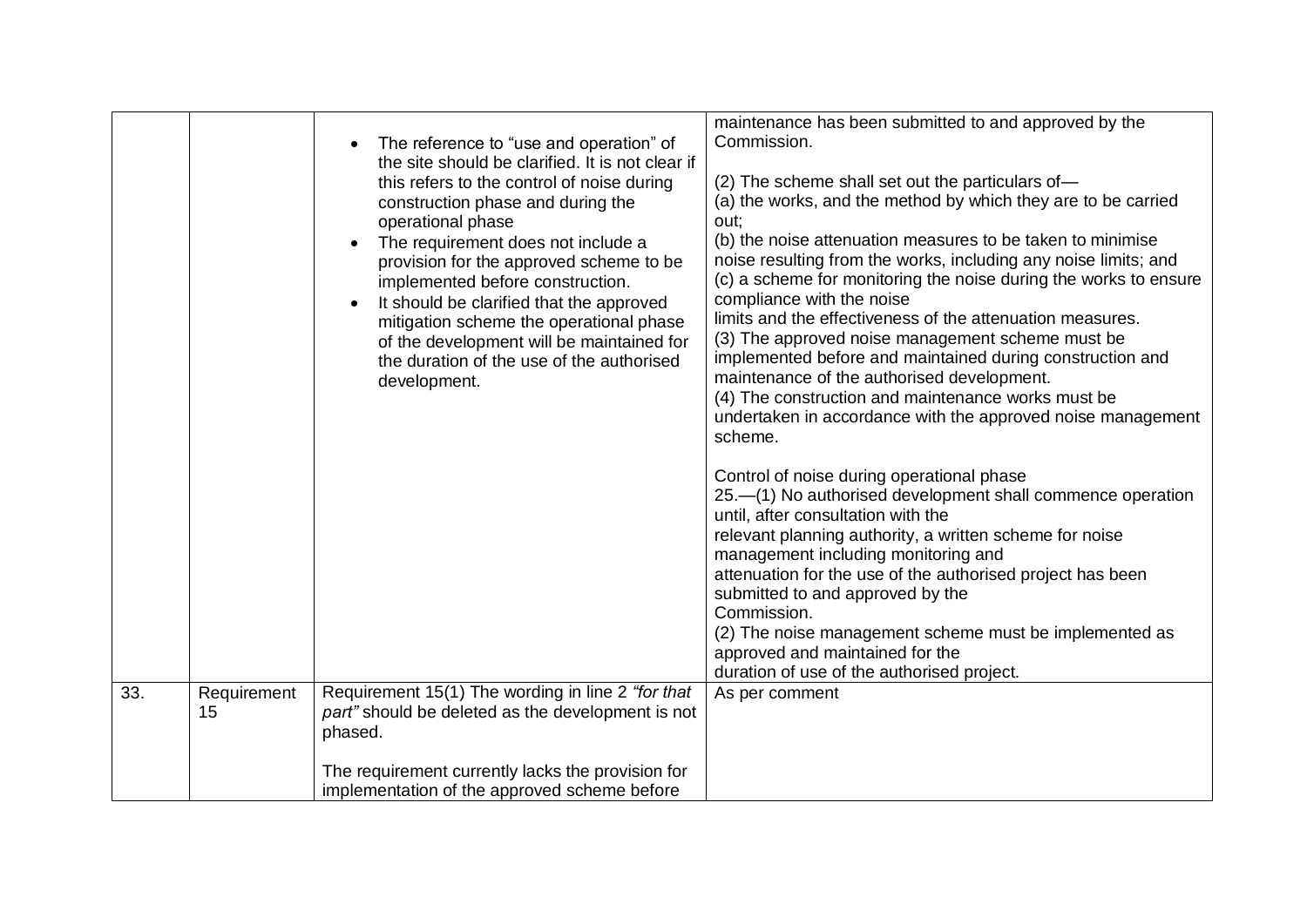| | | | |
|---|---|---|---|
| | | • The reference to "use and operation" of the site should be clarified. It is not clear if this refers to the control of noise during construction phase and during the operational phase<br>• The requirement does not include a provision for the approved scheme to be implemented before construction.<br>• It should be clarified that the approved mitigation scheme the operational phase of the development will be maintained for the duration of the use of the authorised development. | maintenance has been submitted to and approved by the Commission.<br><br>(2) The scheme shall set out the particulars of—<br>(a) the works, and the method by which they are to be carried out;<br>(b) the noise attenuation measures to be taken to minimise noise resulting from the works, including any noise limits; and<br>(c) a scheme for monitoring the noise during the works to ensure compliance with the noise limits and the effectiveness of the attenuation measures.<br>(3) The approved noise management scheme must be implemented before and maintained during construction and maintenance of the authorised development.<br>(4) The construction and maintenance works must be undertaken in accordance with the approved noise management scheme.<br><br>Control of noise during operational phase<br>25.—(1) No authorised development shall commence operation until, after consultation with the relevant planning authority, a written scheme for noise management including monitoring and attenuation for the use of the authorised project has been submitted to and approved by the Commission.<br>(2) The noise management scheme must be implemented as approved and maintained for the duration of use of the authorised project. |
| 33. | Requirement 15 | Requirement 15(1) The wording in line 2 *"for that part"* should be deleted as the development is not phased.<br><br>The requirement currently lacks the provision for implementation of the approved scheme before | As per comment |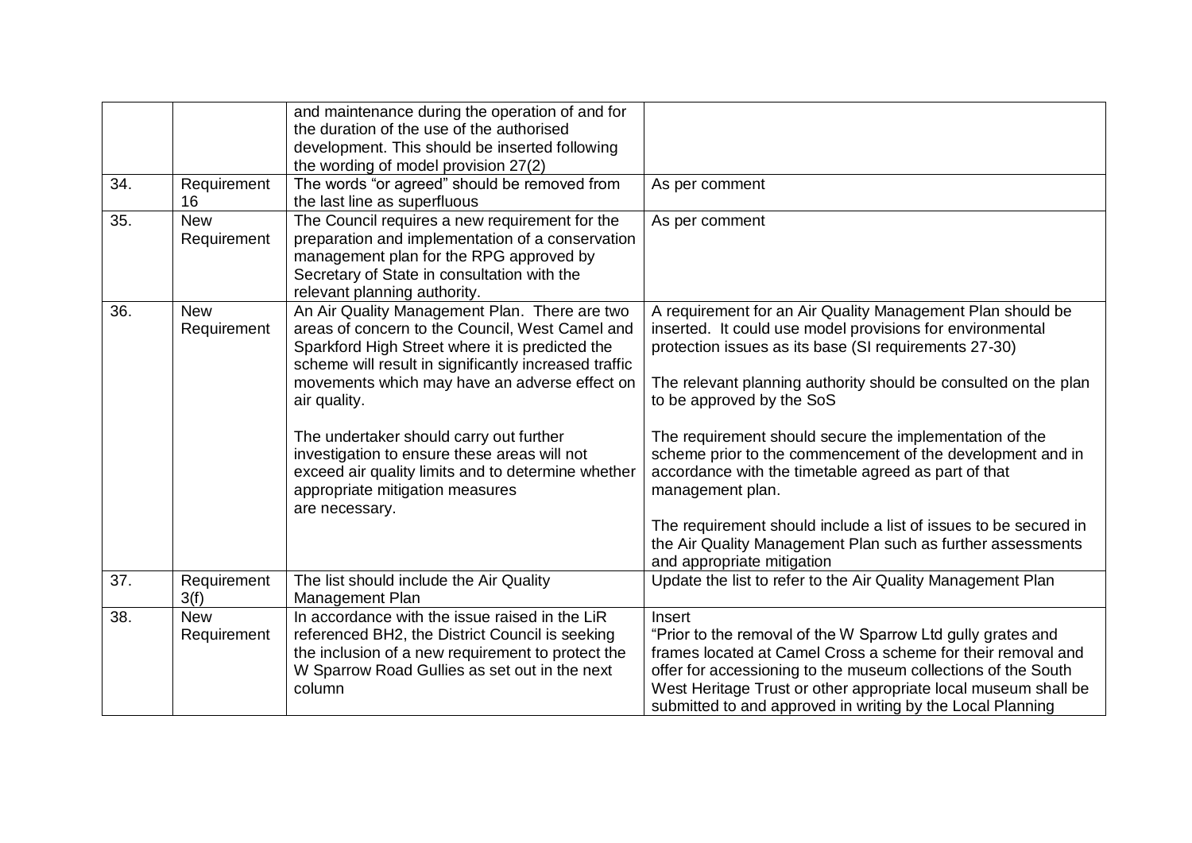| | | | |
|---|---|---|---|
| | | and maintenance during the operation of and for the duration of the use of the authorised development. This should be inserted following the wording of model provision 27(2) | |
| 34. | Requirement 16 | The words "or agreed" should be removed from the last line as superfluous | As per comment |
| 35. | New Requirement | The Council requires a new requirement for the preparation and implementation of a conservation management plan for the RPG approved by Secretary of State in consultation with the relevant planning authority. | As per comment |
| 36. | New Requirement | An Air Quality Management Plan. There are two areas of concern to the Council, West Camel and Sparkford High Street where it is predicted the scheme will result in significantly increased traffic movements which may have an adverse effect on air quality.<br><br>The undertaker should carry out further investigation to ensure these areas will not exceed air quality limits and to determine whether appropriate mitigation measures are necessary. | A requirement for an Air Quality Management Plan should be inserted. It could use model provisions for environmental protection issues as its base (SI requirements 27-30)<br><br>The relevant planning authority should be consulted on the plan to be approved by the SoS<br><br>The requirement should secure the implementation of the scheme prior to the commencement of the development and in accordance with the timetable agreed as part of that management plan.<br><br>The requirement should include a list of issues to be secured in the Air Quality Management Plan such as further assessments and appropriate mitigation |
| 37. | Requirement 3(f) | The list should include the Air Quality Management Plan | Update the list to refer to the Air Quality Management Plan |
| 38. | New Requirement | In accordance with the issue raised in the LiR referenced BH2, the District Council is seeking the inclusion of a new requirement to protect the W Sparrow Road Gullies as set out in the next column | Insert<br>"Prior to the removal of the W Sparrow Ltd gully grates and frames located at Camel Cross a scheme for their removal and offer for accessioning to the museum collections of the South West Heritage Trust or other appropriate local museum shall be submitted to and approved in writing by the Local Planning |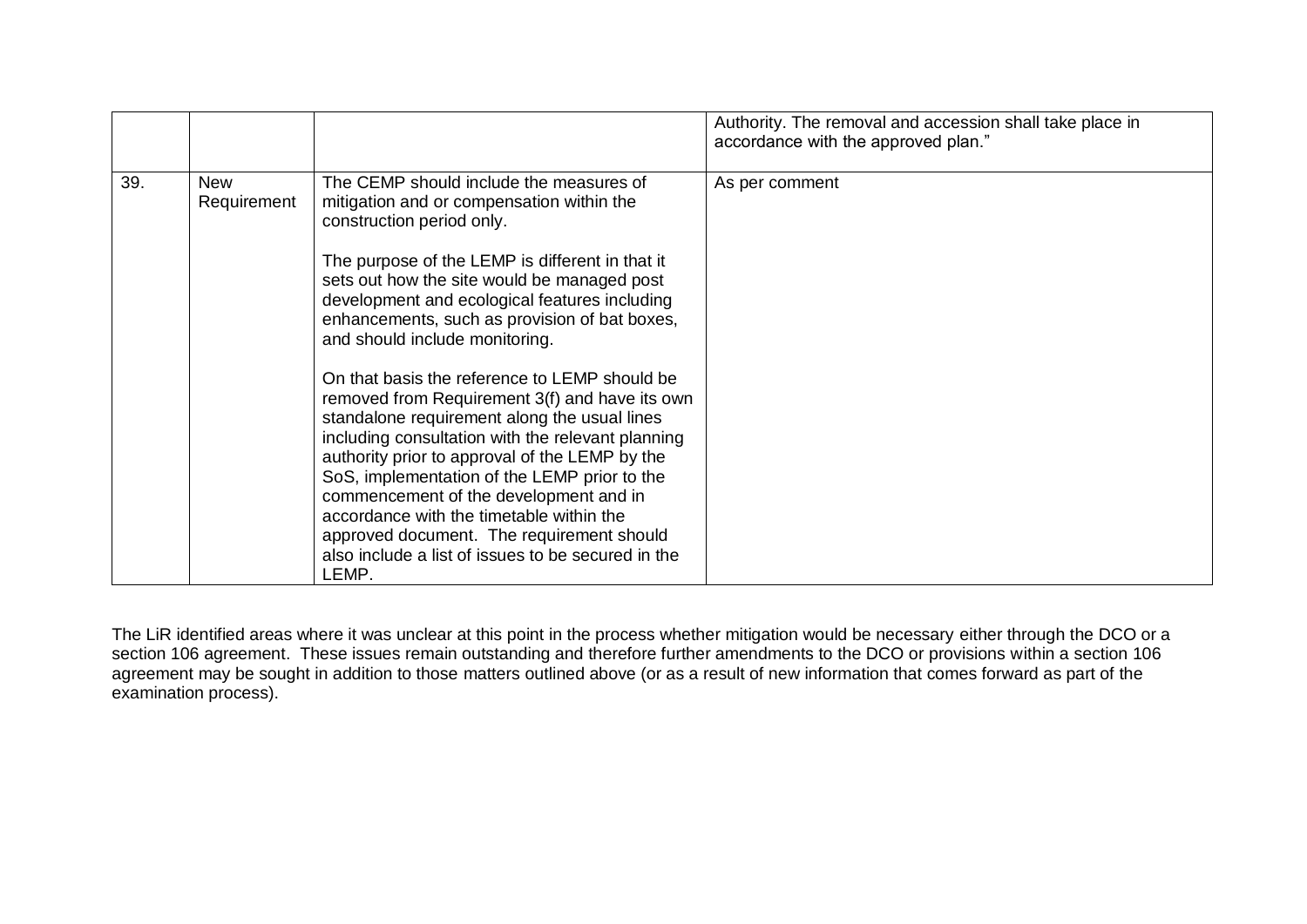| | | | |
|---|---|---|---|
| | | | Authority. The removal and accession shall take place in accordance with the approved plan.” |
| 39. | New Requirement | The CEMP should include the measures of mitigation and or compensation within the construction period only.<br><br>The purpose of the LEMP is different in that it sets out how the site would be managed post development and ecological features including enhancements, such as provision of bat boxes, and should include monitoring.<br><br>On that basis the reference to LEMP should be removed from Requirement 3(f) and have its own standalone requirement along the usual lines including consultation with the relevant planning authority prior to approval of the LEMP by the SoS, implementation of the LEMP prior to the commencement of the development and in accordance with the timetable within the approved document. The requirement should also include a list of issues to be secured in the LEMP. | As per comment |

The LiR identified areas where it was unclear at this point in the process whether mitigation would be necessary either through the DCO or a section 106 agreement. These issues remain outstanding and therefore further amendments to the DCO or provisions within a section 106 agreement may be sought in addition to those matters outlined above (or as a result of new information that comes forward as part of the examination process).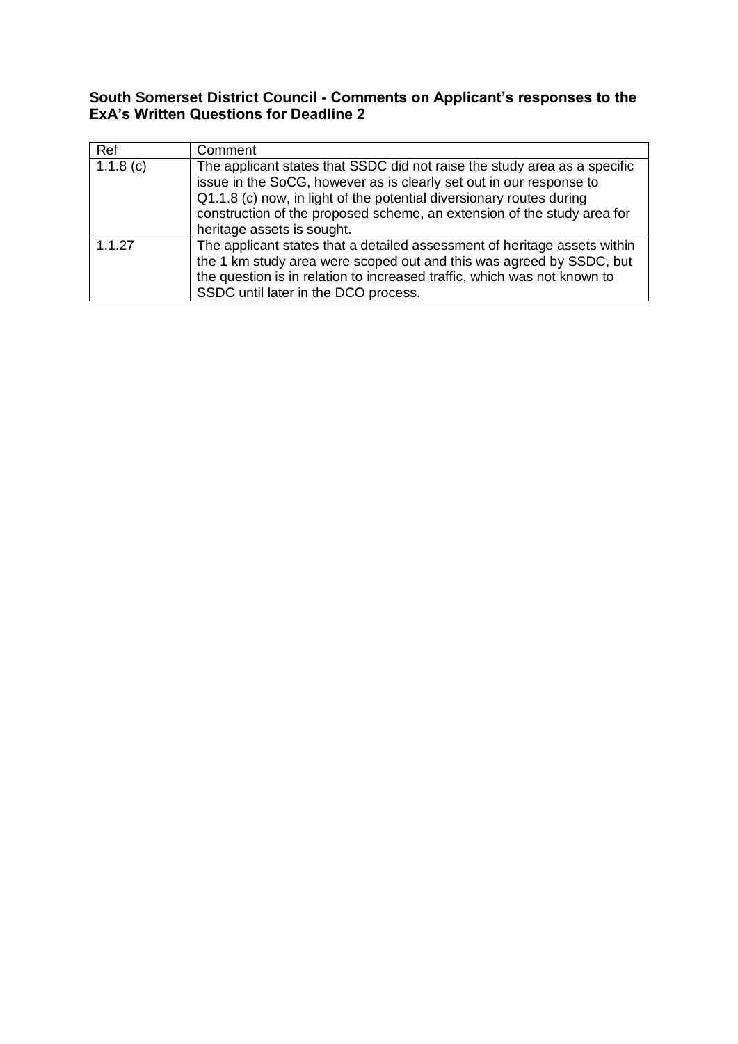**South Somerset District Council - Comments on Applicant's responses to the ExA's Written Questions for Deadline 2**

| Ref | Comment |
|---|---|
| 1.1.8 (c) | The applicant states that SSDC did not raise the study area as a specific issue in the SoCG, however as is clearly set out in our response to Q1.1.8 (c) now, in light of the potential diversionary routes during construction of the proposed scheme, an extension of the study area for heritage assets is sought. |
| 1.1.27 | The applicant states that a detailed assessment of heritage assets within the 1 km study area were scoped out and this was agreed by SSDC, but the question is in relation to increased traffic, which was not known to SSDC until later in the DCO process. |